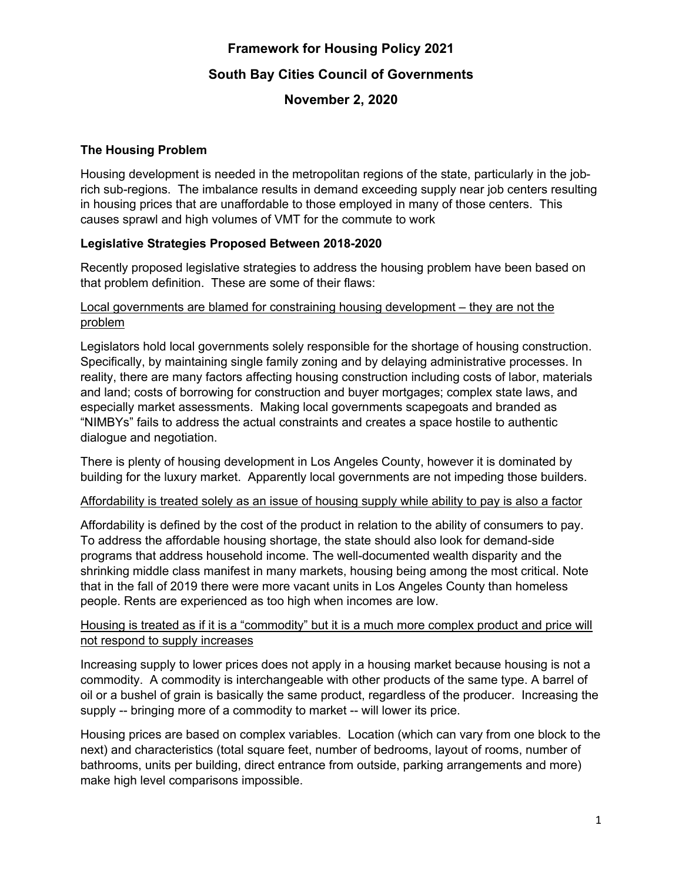# Framework for Housing Policy 2021

# South Bay Cities Council of Governments

# November 2, 2020

## The Housing Problem

Housing development is needed in the metropolitan regions of the state, particularly in the job-rich sub-regions. The imbalance results in demand exceeding supply near job centers resulting in housing prices that are unaffordable to those employed in many of those centers. This causes sprawl and high volumes of VMT for the commute to work

## Legislative Strategies Proposed Between 2018-2020

Recently proposed legislative strategies to address the housing problem have been based on that problem definition. These are some of their flaws:

<u>Local governments are blamed for constraining housing development – they are not the problem</u>

Legislators hold local governments solely responsible for the shortage of housing construction. Specifically, by maintaining single family zoning and by delaying administrative processes. In reality, there are many factors affecting housing construction including costs of labor, materials and land; costs of borrowing for construction and buyer mortgages; complex state laws, and especially market assessments. Making local governments scapegoats and branded as "NIMBYs" fails to address the actual constraints and creates a space hostile to authentic dialogue and negotiation.

There is plenty of housing development in Los Angeles County, however it is dominated by building for the luxury market. Apparently local governments are not impeding those builders.

<u>Affordability is treated solely as an issue of housing supply while ability to pay is also a factor</u>

Affordability is defined by the cost of the product in relation to the ability of consumers to pay. To address the affordable housing shortage, the state should also look for demand-side programs that address household income. The well-documented wealth disparity and the shrinking middle class manifest in many markets, housing being among the most critical. Note that in the fall of 2019 there were more vacant units in Los Angeles County than homeless people. Rents are experienced as too high when incomes are low.

<u>Housing is treated as if it is a "commodity" but it is a much more complex product and price will not respond to supply increases</u>

Increasing supply to lower prices does not apply in a housing market because housing is not a commodity. A commodity is interchangeable with other products of the same type. A barrel of oil or a bushel of grain is basically the same product, regardless of the producer. Increasing the supply -- bringing more of a commodity to market -- will lower its price.

Housing prices are based on complex variables. Location (which can vary from one block to the next) and characteristics (total square feet, number of bedrooms, layout of rooms, number of bathrooms, units per building, direct entrance from outside, parking arrangements and more) make high level comparisons impossible.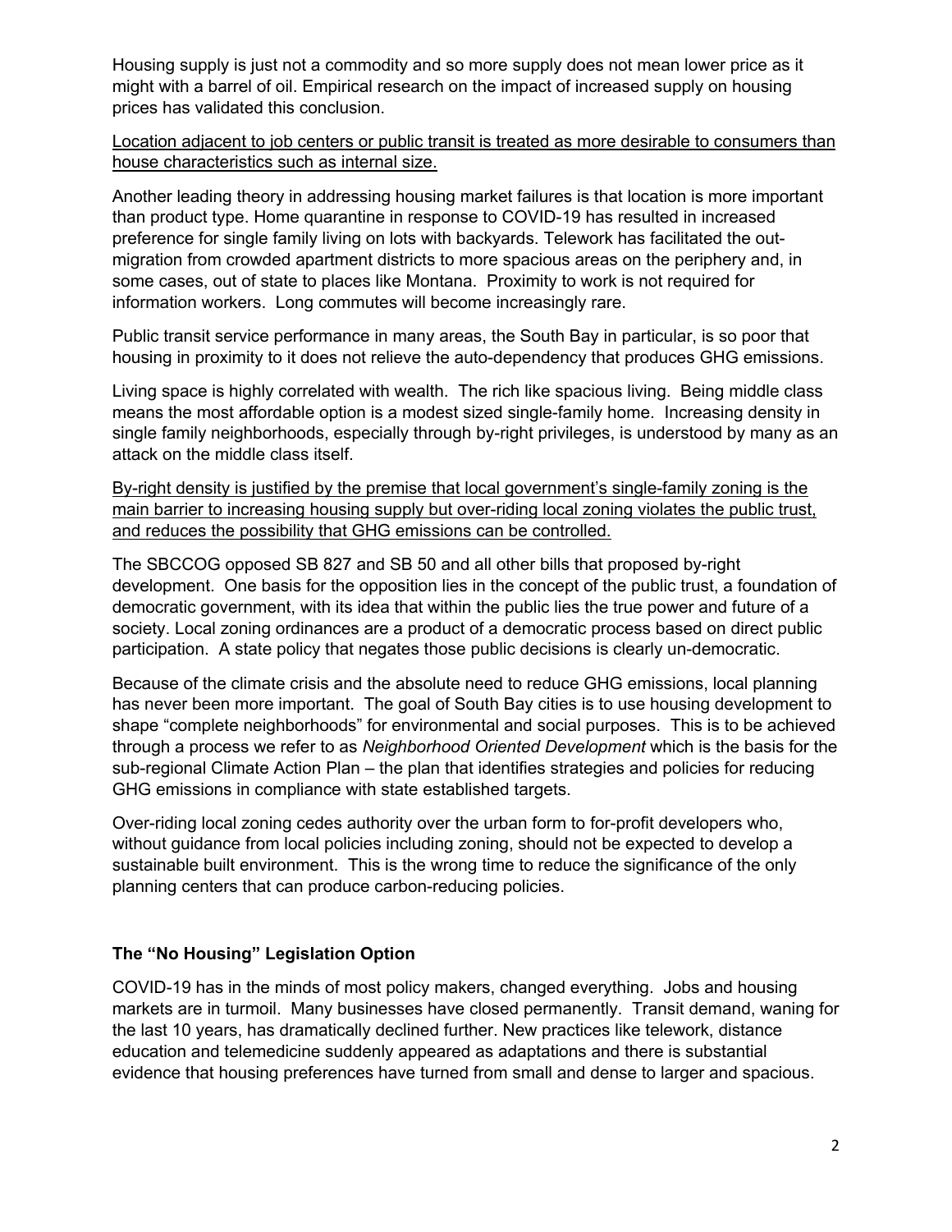Housing supply is just not a commodity and so more supply does not mean lower price as it might with a barrel of oil. Empirical research on the impact of increased supply on housing prices has validated this conclusion.

<u>Location adjacent to job centers or public transit is treated as more desirable to consumers than house characteristics such as internal size.</u>

Another leading theory in addressing housing market failures is that location is more important than product type. Home quarantine in response to COVID-19 has resulted in increased preference for single family living on lots with backyards. Telework has facilitated the out-migration from crowded apartment districts to more spacious areas on the periphery and, in some cases, out of state to places like Montana. Proximity to work is not required for information workers. Long commutes will become increasingly rare.

Public transit service performance in many areas, the South Bay in particular, is so poor that housing in proximity to it does not relieve the auto-dependency that produces GHG emissions.

Living space is highly correlated with wealth. The rich like spacious living. Being middle class means the most affordable option is a modest sized single-family home. Increasing density in single family neighborhoods, especially through by-right privileges, is understood by many as an attack on the middle class itself.

<u>By-right density is justified by the premise that local government's single-family zoning is the main barrier to increasing housing supply but over-riding local zoning violates the public trust, and reduces the possibility that GHG emissions can be controlled.</u>

The SBCCOG opposed SB 827 and SB 50 and all other bills that proposed by-right development. One basis for the opposition lies in the concept of the public trust, a foundation of democratic government, with its idea that within the public lies the true power and future of a society. Local zoning ordinances are a product of a democratic process based on direct public participation. A state policy that negates those public decisions is clearly un-democratic.

Because of the climate crisis and the absolute need to reduce GHG emissions, local planning has never been more important. The goal of South Bay cities is to use housing development to shape "complete neighborhoods" for environmental and social purposes. This is to be achieved through a process we refer to as *Neighborhood Oriented Development* which is the basis for the sub-regional Climate Action Plan – the plan that identifies strategies and policies for reducing GHG emissions in compliance with state established targets.

Over-riding local zoning cedes authority over the urban form to for-profit developers who, without guidance from local policies including zoning, should not be expected to develop a sustainable built environment. This is the wrong time to reduce the significance of the only planning centers that can produce carbon-reducing policies.

## The "No Housing" Legislation Option

COVID-19 has in the minds of most policy makers, changed everything. Jobs and housing markets are in turmoil. Many businesses have closed permanently. Transit demand, waning for the last 10 years, has dramatically declined further. New practices like telework, distance education and telemedicine suddenly appeared as adaptations and there is substantial evidence that housing preferences have turned from small and dense to larger and spacious.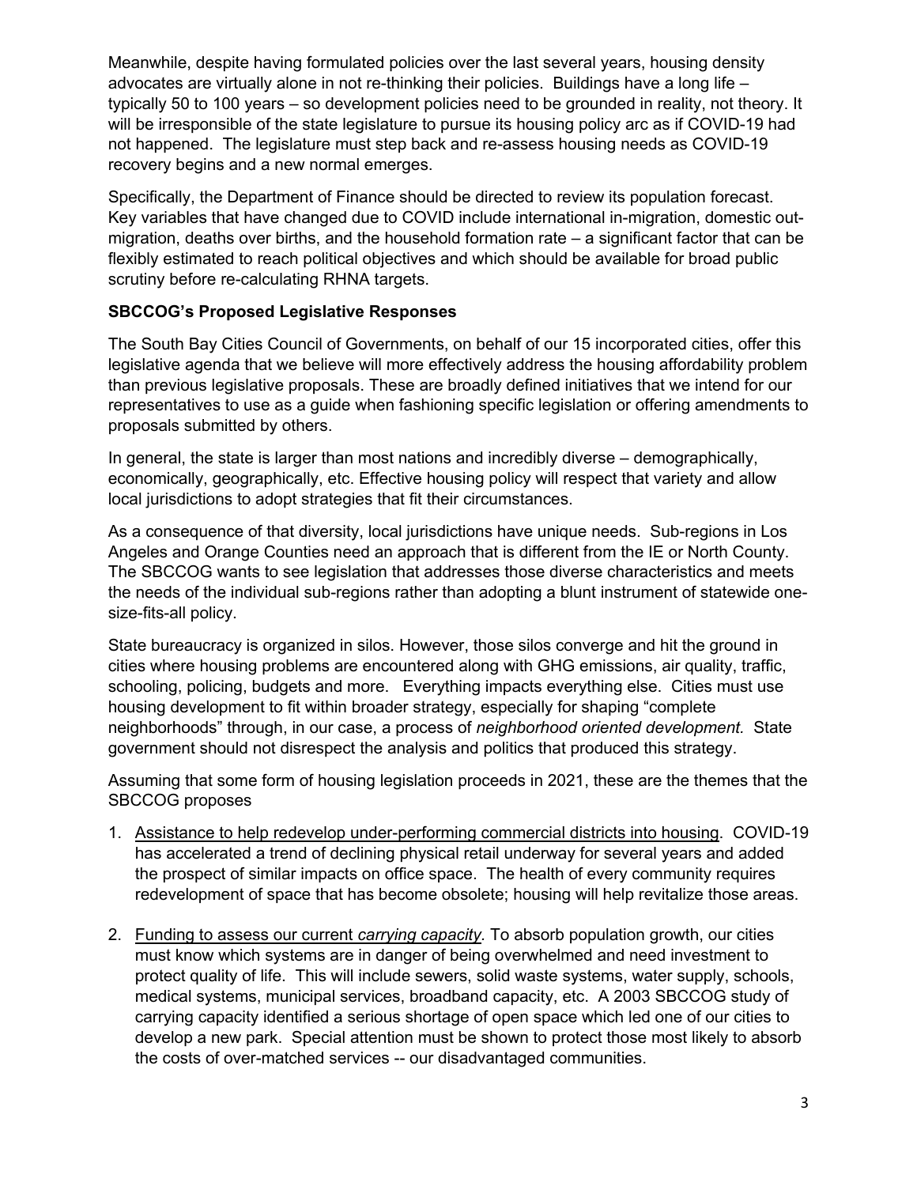Meanwhile, despite having formulated policies over the last several years, housing density advocates are virtually alone in not re-thinking their policies. Buildings have a long life – typically 50 to 100 years – so development policies need to be grounded in reality, not theory. It will be irresponsible of the state legislature to pursue its housing policy arc as if COVID-19 had not happened. The legislature must step back and re-assess housing needs as COVID-19 recovery begins and a new normal emerges.

Specifically, the Department of Finance should be directed to review its population forecast. Key variables that have changed due to COVID include international in-migration, domestic out-migration, deaths over births, and the household formation rate – a significant factor that can be flexibly estimated to reach political objectives and which should be available for broad public scrutiny before re-calculating RHNA targets.

**SBCCOG's Proposed Legislative Responses**

The South Bay Cities Council of Governments, on behalf of our 15 incorporated cities, offer this legislative agenda that we believe will more effectively address the housing affordability problem than previous legislative proposals. These are broadly defined initiatives that we intend for our representatives to use as a guide when fashioning specific legislation or offering amendments to proposals submitted by others.

In general, the state is larger than most nations and incredibly diverse – demographically, economically, geographically, etc. Effective housing policy will respect that variety and allow local jurisdictions to adopt strategies that fit their circumstances.

As a consequence of that diversity, local jurisdictions have unique needs. Sub-regions in Los Angeles and Orange Counties need an approach that is different from the IE or North County. The SBCCOG wants to see legislation that addresses those diverse characteristics and meets the needs of the individual sub-regions rather than adopting a blunt instrument of statewide one-size-fits-all policy.

State bureaucracy is organized in silos. However, those silos converge and hit the ground in cities where housing problems are encountered along with GHG emissions, air quality, traffic, schooling, policing, budgets and more. Everything impacts everything else. Cities must use housing development to fit within broader strategy, especially for shaping "complete neighborhoods" through, in our case, a process of *neighborhood oriented development.* State government should not disrespect the analysis and politics that produced this strategy.

Assuming that some form of housing legislation proceeds in 2021, these are the themes that the SBCCOG proposes

1. Assistance to help redevelop under-performing commercial districts into housing. COVID-19 has accelerated a trend of declining physical retail underway for several years and added the prospect of similar impacts on office space. The health of every community requires redevelopment of space that has become obsolete; housing will help revitalize those areas.

2. Funding to assess our current *carrying capacity*. To absorb population growth, our cities must know which systems are in danger of being overwhelmed and need investment to protect quality of life. This will include sewers, solid waste systems, water supply, schools, medical systems, municipal services, broadband capacity, etc. A 2003 SBCCOG study of carrying capacity identified a serious shortage of open space which led one of our cities to develop a new park. Special attention must be shown to protect those most likely to absorb the costs of over-matched services -- our disadvantaged communities.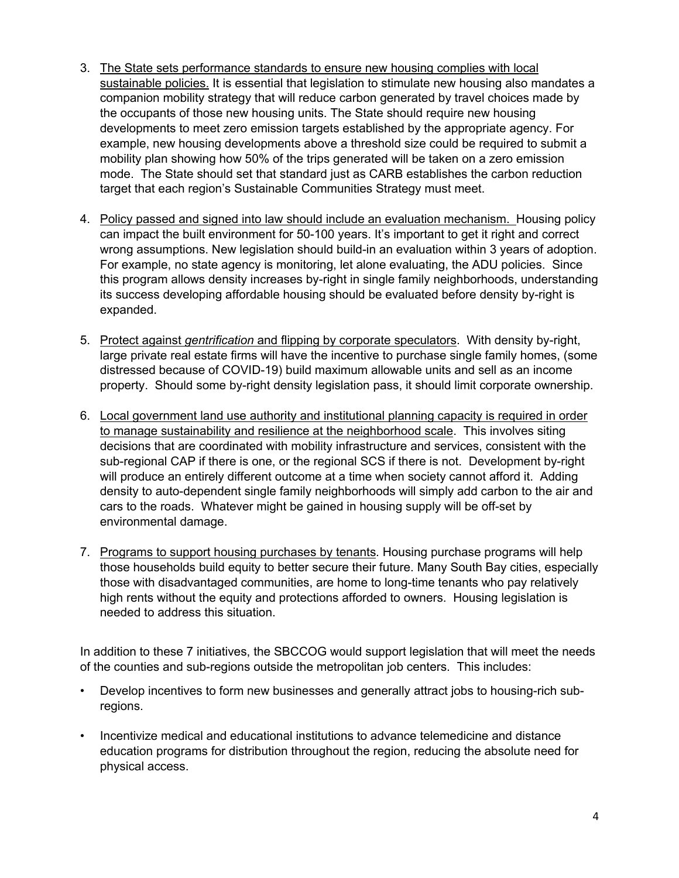3. The State sets performance standards to ensure new housing complies with local sustainable policies. It is essential that legislation to stimulate new housing also mandates a companion mobility strategy that will reduce carbon generated by travel choices made by the occupants of those new housing units. The State should require new housing developments to meet zero emission targets established by the appropriate agency. For example, new housing developments above a threshold size could be required to submit a mobility plan showing how 50% of the trips generated will be taken on a zero emission mode. The State should set that standard just as CARB establishes the carbon reduction target that each region's Sustainable Communities Strategy must meet.

4. Policy passed and signed into law should include an evaluation mechanism. Housing policy can impact the built environment for 50-100 years. It's important to get it right and correct wrong assumptions. New legislation should build-in an evaluation within 3 years of adoption. For example, no state agency is monitoring, let alone evaluating, the ADU policies. Since this program allows density increases by-right in single family neighborhoods, understanding its success developing affordable housing should be evaluated before density by-right is expanded.

5. Protect against *gentrification* and flipping by corporate speculators. With density by-right, large private real estate firms will have the incentive to purchase single family homes, (some distressed because of COVID-19) build maximum allowable units and sell as an income property. Should some by-right density legislation pass, it should limit corporate ownership.

6. Local government land use authority and institutional planning capacity is required in order to manage sustainability and resilience at the neighborhood scale. This involves siting decisions that are coordinated with mobility infrastructure and services, consistent with the sub-regional CAP if there is one, or the regional SCS if there is not. Development by-right will produce an entirely different outcome at a time when society cannot afford it. Adding density to auto-dependent single family neighborhoods will simply add carbon to the air and cars to the roads. Whatever might be gained in housing supply will be off-set by environmental damage.

7. Programs to support housing purchases by tenants. Housing purchase programs will help those households build equity to better secure their future. Many South Bay cities, especially those with disadvantaged communities, are home to long-time tenants who pay relatively high rents without the equity and protections afforded to owners. Housing legislation is needed to address this situation.

In addition to these 7 initiatives, the SBCCOG would support legislation that will meet the needs of the counties and sub-regions outside the metropolitan job centers. This includes:

- Develop incentives to form new businesses and generally attract jobs to housing-rich sub-regions.

- Incentivize medical and educational institutions to advance telemedicine and distance education programs for distribution throughout the region, reducing the absolute need for physical access.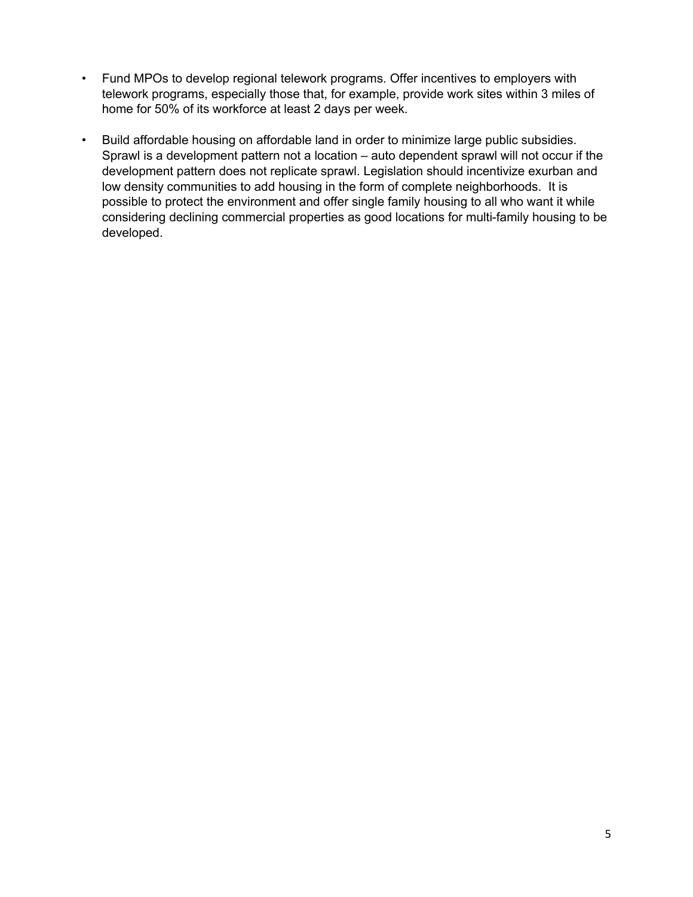- Fund MPOs to develop regional telework programs. Offer incentives to employers with telework programs, especially those that, for example, provide work sites within 3 miles of home for 50% of its workforce at least 2 days per week.

- Build affordable housing on affordable land in order to minimize large public subsidies. Sprawl is a development pattern not a location – auto dependent sprawl will not occur if the development pattern does not replicate sprawl. Legislation should incentivize exurban and low density communities to add housing in the form of complete neighborhoods. It is possible to protect the environment and offer single family housing to all who want it while considering declining commercial properties as good locations for multi-family housing to be developed.